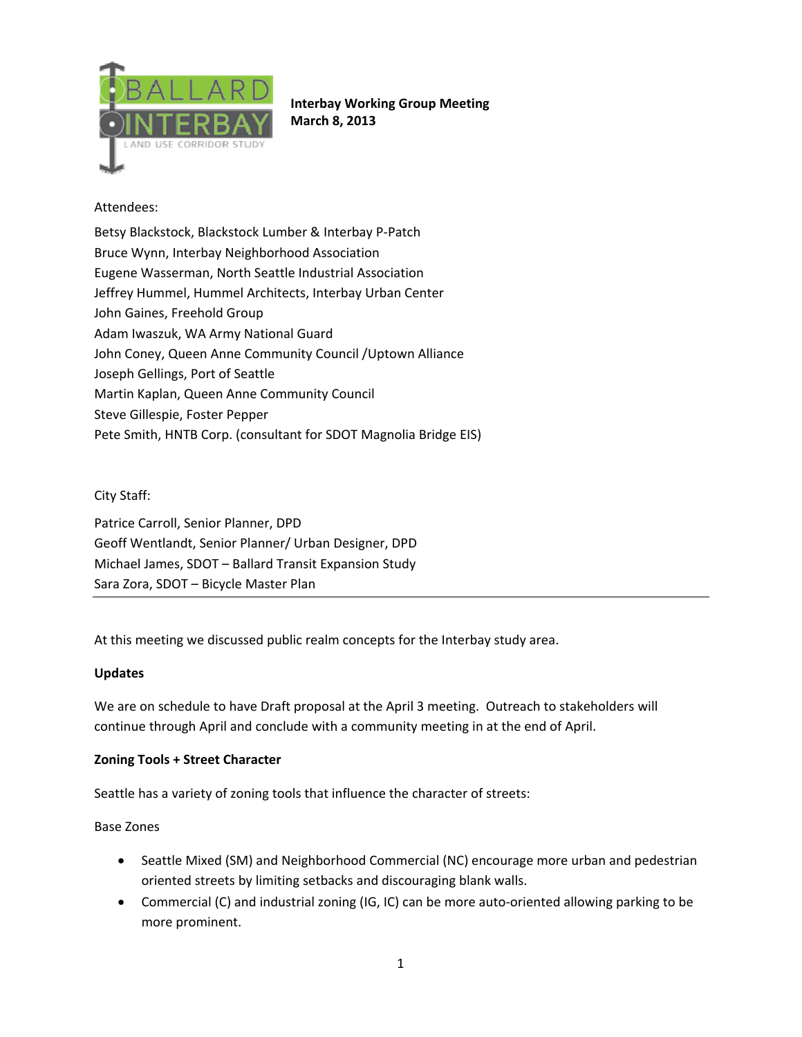**Interbay Working Group Meeting**
**March 8, 2013**

Attendees:

Betsy Blackstock, Blackstock Lumber & Interbay P-Patch
Bruce Wynn, Interbay Neighborhood Association
Eugene Wasserman, North Seattle Industrial Association
Jeffrey Hummel, Hummel Architects, Interbay Urban Center
John Gaines, Freehold Group
Adam Iwaszuk, WA Army National Guard
John Coney, Queen Anne Community Council /Uptown Alliance
Joseph Gellings, Port of Seattle
Martin Kaplan, Queen Anne Community Council
Steve Gillespie, Foster Pepper
Pete Smith, HNTB Corp. (consultant for SDOT Magnolia Bridge EIS)

City Staff:

Patrice Carroll, Senior Planner, DPD
Geoff Wentlandt, Senior Planner/ Urban Designer, DPD
Michael James, SDOT – Ballard Transit Expansion Study
Sara Zora, SDOT – Bicycle Master Plan

---

At this meeting we discussed public realm concepts for the Interbay study area.

**Updates**

We are on schedule to have Draft proposal at the April 3 meeting. Outreach to stakeholders will continue through April and conclude with a community meeting in at the end of April.

**Zoning Tools + Street Character**

Seattle has a variety of zoning tools that influence the character of streets:

Base Zones

- Seattle Mixed (SM) and Neighborhood Commercial (NC) encourage more urban and pedestrian oriented streets by limiting setbacks and discouraging blank walls.
- Commercial (C) and industrial zoning (IG, IC) can be more auto-oriented allowing parking to be more prominent.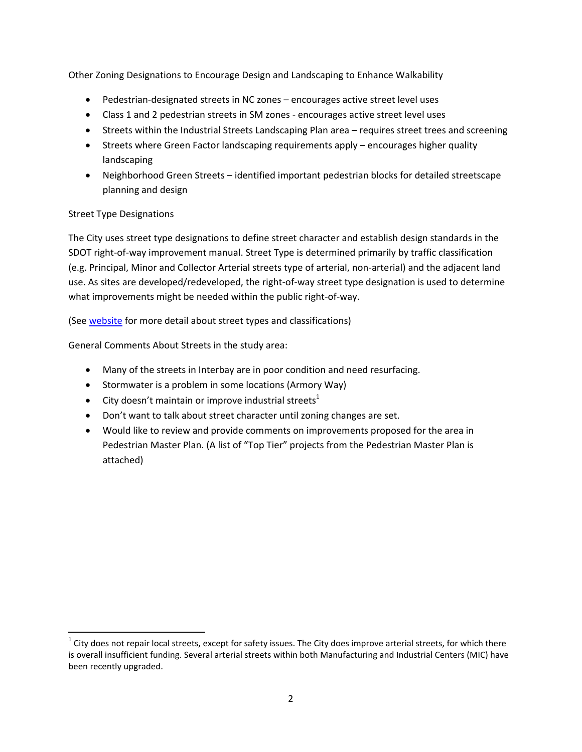Other Zoning Designations to Encourage Design and Landscaping to Enhance Walkability

- Pedestrian-designated streets in NC zones – encourages active street level uses
- Class 1 and 2 pedestrian streets in SM zones - encourages active street level uses
- Streets within the Industrial Streets Landscaping Plan area – requires street trees and screening
- Streets where Green Factor landscaping requirements apply – encourages higher quality landscaping
- Neighborhood Green Streets – identified important pedestrian blocks for detailed streetscape planning and design

Street Type Designations

The City uses street type designations to define street character and establish design standards in the SDOT right-of-way improvement manual. Street Type is determined primarily by traffic classification (e.g. Principal, Minor and Collector Arterial streets type of arterial, non-arterial) and the adjacent land use. As sites are developed/redeveloped, the right-of-way street type designation is used to determine what improvements might be needed within the public right-of-way.

(See website for more detail about street types and classifications)

General Comments About Streets in the study area:

- Many of the streets in Interbay are in poor condition and need resurfacing.
- Stormwater is a problem in some locations (Armory Way)
- City doesn't maintain or improve industrial streets[1]
- Don't want to talk about street character until zoning changes are set.
- Would like to review and provide comments on improvements proposed for the area in Pedestrian Master Plan. (A list of "Top Tier" projects from the Pedestrian Master Plan is attached)

---

[1] City does not repair local streets, except for safety issues. The City does improve arterial streets, for which there is overall insufficient funding. Several arterial streets within both Manufacturing and Industrial Centers (MIC) have been recently upgraded.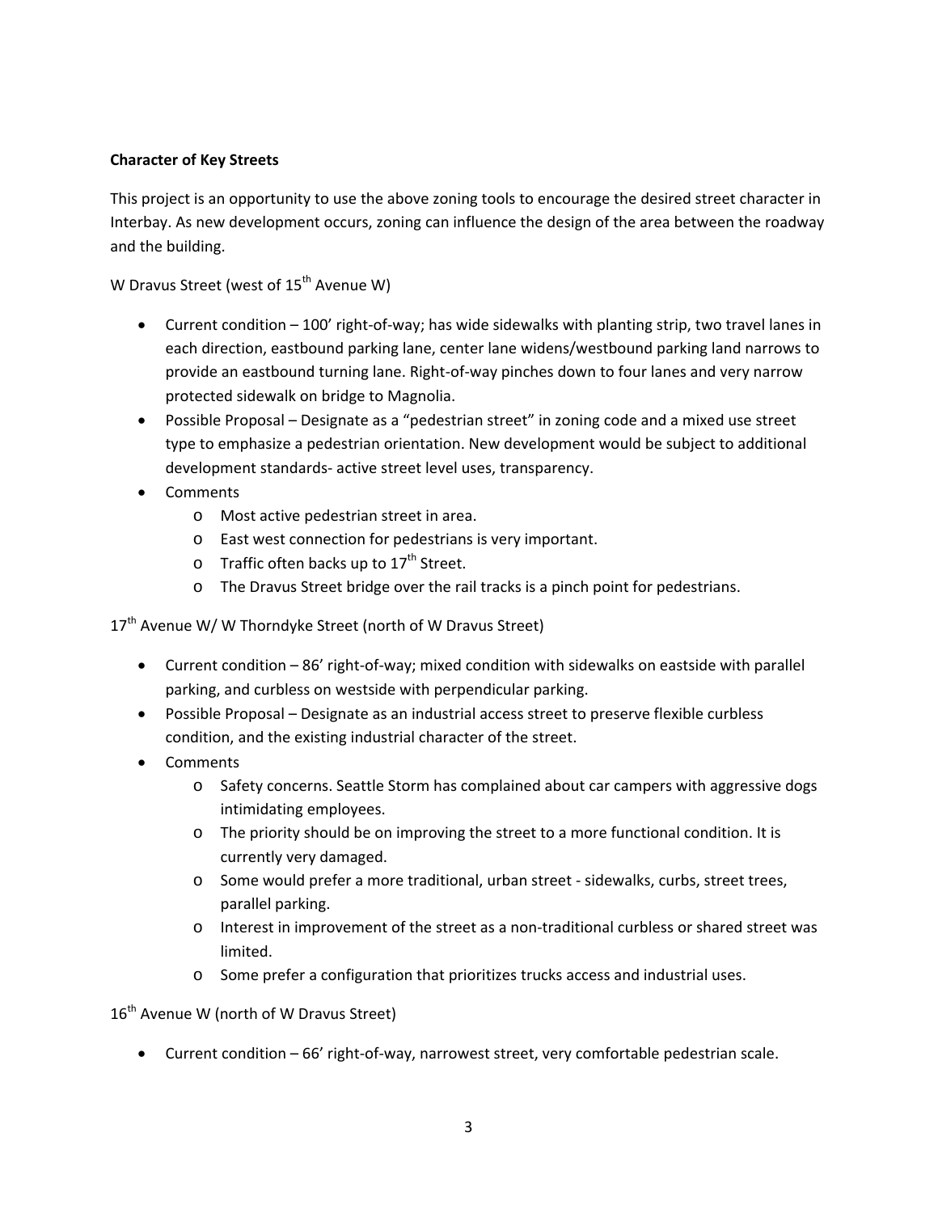**Character of Key Streets**

This project is an opportunity to use the above zoning tools to encourage the desired street character in Interbay. As new development occurs, zoning can influence the design of the area between the roadway and the building.

W Dravus Street (west of 15th Avenue W)

- Current condition – 100' right-of-way; has wide sidewalks with planting strip, two travel lanes in each direction, eastbound parking lane, center lane widens/westbound parking land narrows to provide an eastbound turning lane. Right-of-way pinches down to four lanes and very narrow protected sidewalk on bridge to Magnolia.
- Possible Proposal – Designate as a "pedestrian street" in zoning code and a mixed use street type to emphasize a pedestrian orientation. New development would be subject to additional development standards- active street level uses, transparency.
- Comments
    - Most active pedestrian street in area.
    - East west connection for pedestrians is very important.
    - Traffic often backs up to 17th Street.
    - The Dravus Street bridge over the rail tracks is a pinch point for pedestrians.

17th Avenue W/ W Thorndyke Street (north of W Dravus Street)

- Current condition – 86' right-of-way; mixed condition with sidewalks on eastside with parallel parking, and curbless on westside with perpendicular parking.
- Possible Proposal – Designate as an industrial access street to preserve flexible curbless condition, and the existing industrial character of the street.
- Comments
    - Safety concerns. Seattle Storm has complained about car campers with aggressive dogs intimidating employees.
    - The priority should be on improving the street to a more functional condition. It is currently very damaged.
    - Some would prefer a more traditional, urban street - sidewalks, curbs, street trees, parallel parking.
    - Interest in improvement of the street as a non-traditional curbless or shared street was limited.
    - Some prefer a configuration that prioritizes trucks access and industrial uses.

16th Avenue W (north of W Dravus Street)

- Current condition – 66' right-of-way, narrowest street, very comfortable pedestrian scale.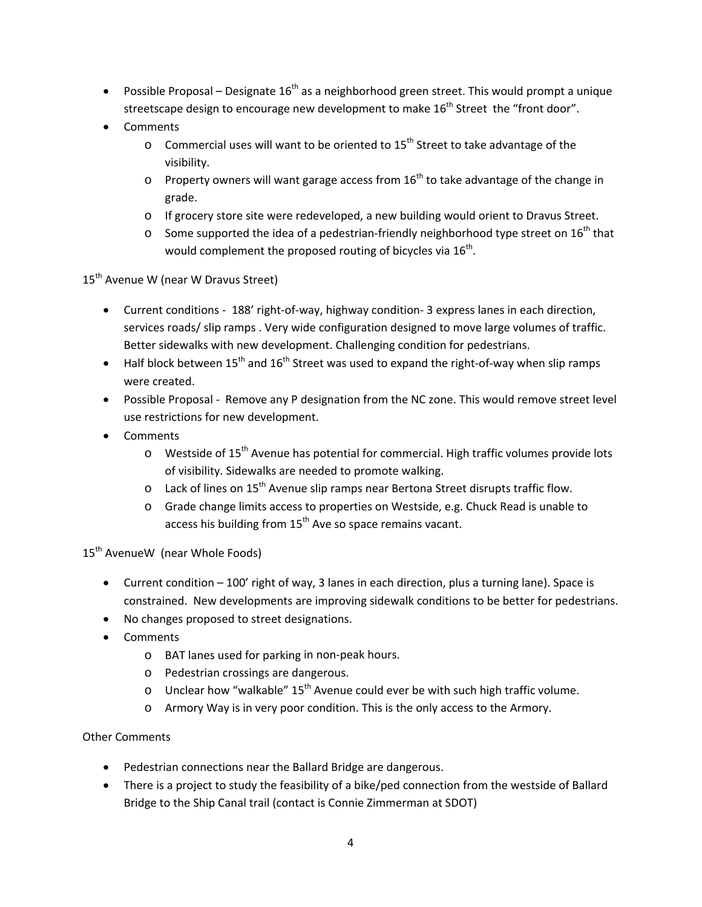- Possible Proposal – Designate 16th as a neighborhood green street. This would prompt a unique streetscape design to encourage new development to make 16th Street the "front door".
- Comments
  - Commercial uses will want to be oriented to 15th Street to take advantage of the visibility.
  - Property owners will want garage access from 16th to take advantage of the change in grade.
  - If grocery store site were redeveloped, a new building would orient to Dravus Street.
  - Some supported the idea of a pedestrian-friendly neighborhood type street on 16th that would complement the proposed routing of bicycles via 16th.

15th Avenue W (near W Dravus Street)

- Current conditions - 188' right-of-way, highway condition- 3 express lanes in each direction, services roads/ slip ramps . Very wide configuration designed to move large volumes of traffic. Better sidewalks with new development. Challenging condition for pedestrians.
- Half block between 15th and 16th Street was used to expand the right-of-way when slip ramps were created.
- Possible Proposal - Remove any P designation from the NC zone. This would remove street level use restrictions for new development.
- Comments
  - Westside of 15th Avenue has potential for commercial. High traffic volumes provide lots of visibility. Sidewalks are needed to promote walking.
  - Lack of lines on 15th Avenue slip ramps near Bertona Street disrupts traffic flow.
  - Grade change limits access to properties on Westside, e.g. Chuck Read is unable to access his building from 15th Ave so space remains vacant.

15th AvenueW (near Whole Foods)

- Current condition – 100' right of way, 3 lanes in each direction, plus a turning lane). Space is constrained. New developments are improving sidewalk conditions to be better for pedestrians.
- No changes proposed to street designations.
- Comments
  - BAT lanes used for parking in non-peak hours.
  - Pedestrian crossings are dangerous.
  - Unclear how "walkable" 15th Avenue could ever be with such high traffic volume.
  - Armory Way is in very poor condition. This is the only access to the Armory.

Other Comments

- Pedestrian connections near the Ballard Bridge are dangerous.
- There is a project to study the feasibility of a bike/ped connection from the westside of Ballard Bridge to the Ship Canal trail (contact is Connie Zimmerman at SDOT)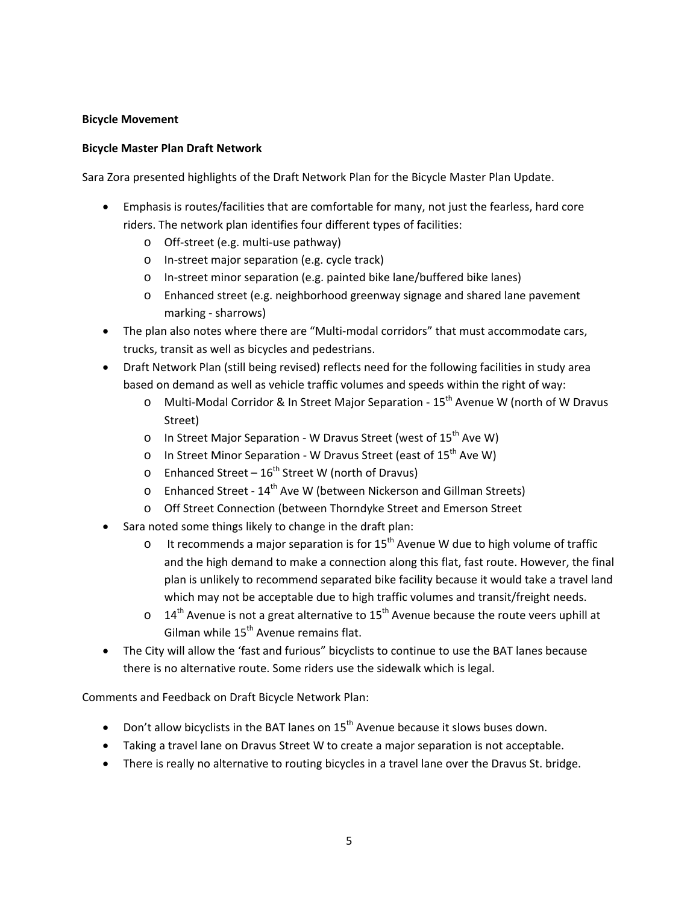**Bicycle Movement**

**Bicycle Master Plan Draft Network**

Sara Zora presented highlights of the Draft Network Plan for the Bicycle Master Plan Update.

- Emphasis is routes/facilities that are comfortable for many, not just the fearless, hard core riders. The network plan identifies four different types of facilities:
  - Off-street (e.g. multi-use pathway)
  - In-street major separation (e.g. cycle track)
  - In-street minor separation (e.g. painted bike lane/buffered bike lanes)
  - Enhanced street (e.g. neighborhood greenway signage and shared lane pavement marking - sharrows)
- The plan also notes where there are "Multi-modal corridors" that must accommodate cars, trucks, transit as well as bicycles and pedestrians.
- Draft Network Plan (still being revised) reflects need for the following facilities in study area based on demand as well as vehicle traffic volumes and speeds within the right of way:
  - Multi-Modal Corridor & In Street Major Separation - 15th Avenue W (north of W Dravus Street)
  - In Street Major Separation - W Dravus Street (west of 15th Ave W)
  - In Street Minor Separation - W Dravus Street (east of 15th Ave W)
  - Enhanced Street – 16th Street W (north of Dravus)
  - Enhanced Street - 14th Ave W (between Nickerson and Gillman Streets)
  - Off Street Connection (between Thorndyke Street and Emerson Street
- Sara noted some things likely to change in the draft plan:
  - It recommends a major separation is for 15th Avenue W due to high volume of traffic and the high demand to make a connection along this flat, fast route. However, the final plan is unlikely to recommend separated bike facility because it would take a travel land which may not be acceptable due to high traffic volumes and transit/freight needs.
  - 14th Avenue is not a great alternative to 15th Avenue because the route veers uphill at Gilman while 15th Avenue remains flat.
- The City will allow the 'fast and furious" bicyclists to continue to use the BAT lanes because there is no alternative route. Some riders use the sidewalk which is legal.

Comments and Feedback on Draft Bicycle Network Plan:

- Don't allow bicyclists in the BAT lanes on 15th Avenue because it slows buses down.
- Taking a travel lane on Dravus Street W to create a major separation is not acceptable.
- There is really no alternative to routing bicycles in a travel lane over the Dravus St. bridge.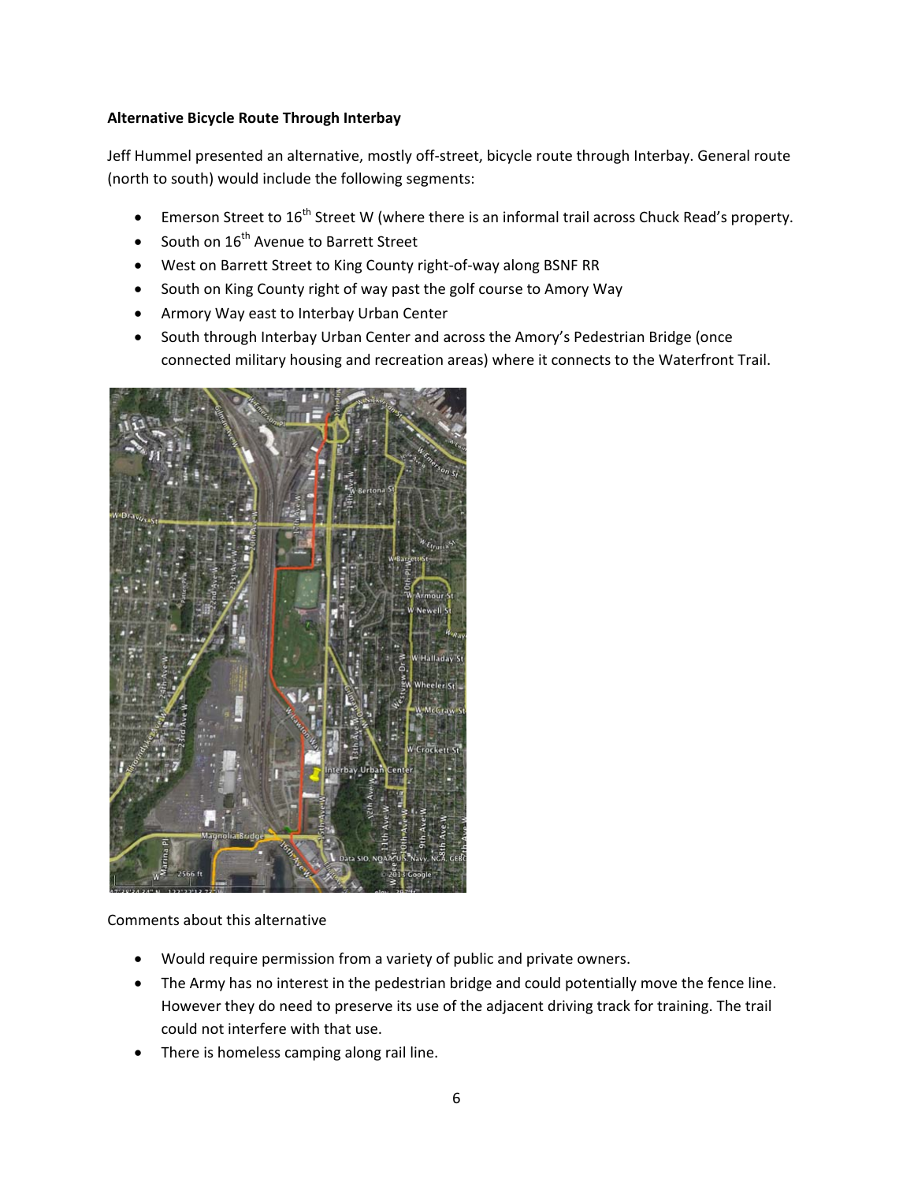**Alternative Bicycle Route Through Interbay**

Jeff Hummel presented an alternative, mostly off-street, bicycle route through Interbay. General route (north to south) would include the following segments:

- Emerson Street to 16th Street W (where there is an informal trail across Chuck Read's property.
- South on 16th Avenue to Barrett Street
- West on Barrett Street to King County right-of-way along BSNF RR
- South on King County right of way past the golf course to Amory Way
- Armory Way east to Interbay Urban Center
- South through Interbay Urban Center and across the Amory's Pedestrian Bridge (once connected military housing and recreation areas) where it connects to the Waterfront Trail.

Comments about this alternative

- Would require permission from a variety of public and private owners.
- The Army has no interest in the pedestrian bridge and could potentially move the fence line. However they do need to preserve its use of the adjacent driving track for training. The trail could not interfere with that use.
- There is homeless camping along rail line.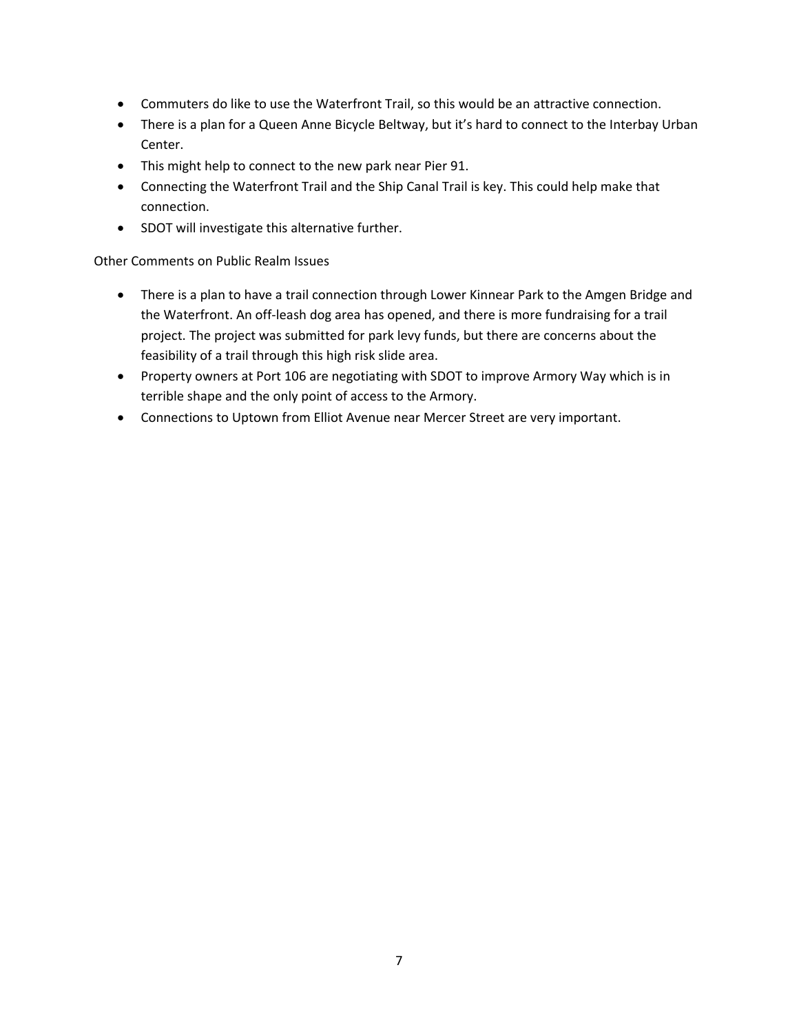- Commuters do like to use the Waterfront Trail, so this would be an attractive connection.
- There is a plan for a Queen Anne Bicycle Beltway, but it's hard to connect to the Interbay Urban Center.
- This might help to connect to the new park near Pier 91.
- Connecting the Waterfront Trail and the Ship Canal Trail is key. This could help make that connection.
- SDOT will investigate this alternative further.

Other Comments on Public Realm Issues

- There is a plan to have a trail connection through Lower Kinnear Park to the Amgen Bridge and the Waterfront. An off-leash dog area has opened, and there is more fundraising for a trail project. The project was submitted for park levy funds, but there are concerns about the feasibility of a trail through this high risk slide area.
- Property owners at Port 106 are negotiating with SDOT to improve Armory Way which is in terrible shape and the only point of access to the Armory.
- Connections to Uptown from Elliot Avenue near Mercer Street are very important.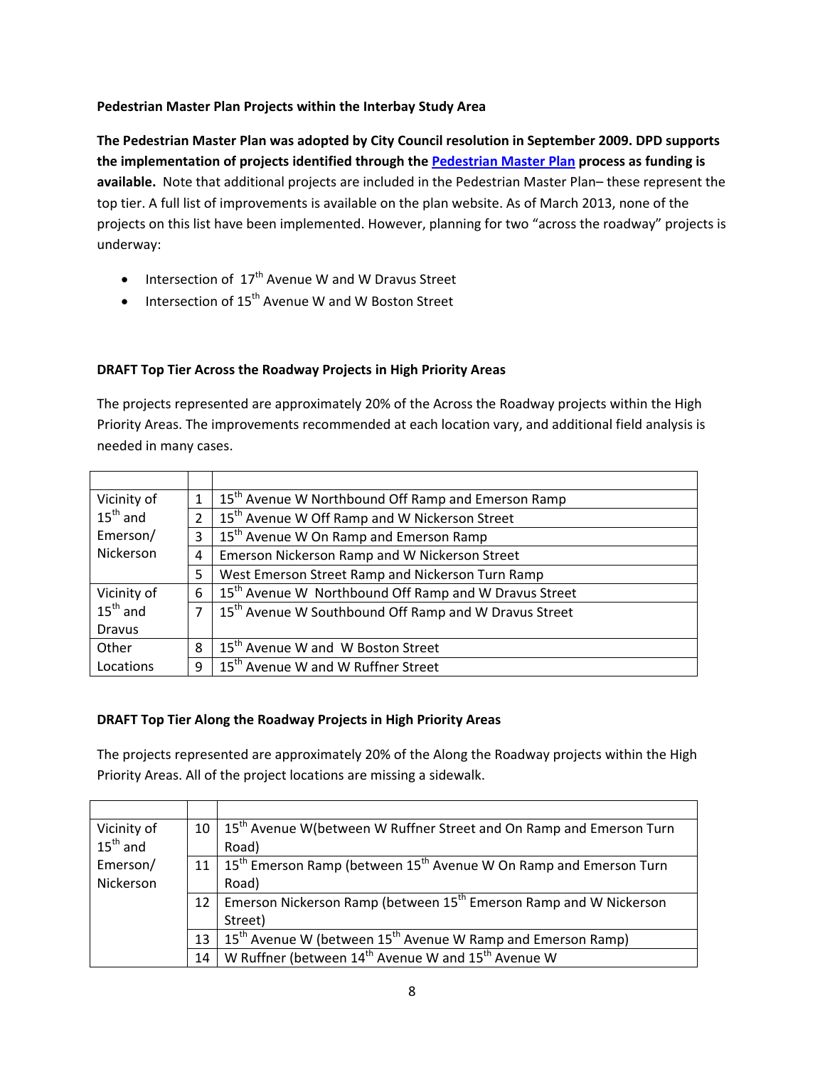**Pedestrian Master Plan Projects within the Interbay Study Area**

**The Pedestrian Master Plan was adopted by City Council resolution in September 2009. DPD supports the implementation of projects identified through the Pedestrian Master Plan process as funding is available.** Note that additional projects are included in the Pedestrian Master Plan– these represent the top tier. A full list of improvements is available on the plan website. As of March 2013, none of the projects on this list have been implemented. However, planning for two "across the roadway" projects is underway:

- Intersection of 17th Avenue W and W Dravus Street
- Intersection of 15th Avenue W and W Boston Street

**DRAFT Top Tier Across the Roadway Projects in High Priority Areas**

The projects represented are approximately 20% of the Across the Roadway projects within the High Priority Areas. The improvements recommended at each location vary, and additional field analysis is needed in many cases.

| | | |
|---|---|---|
| Vicinity of 15th and Emerson/ Nickerson | 1 | 15th Avenue W Northbound Off Ramp and Emerson Ramp |
| | 2 | 15th Avenue W Off Ramp and W Nickerson Street |
| | 3 | 15th Avenue W On Ramp and Emerson Ramp |
| | 4 | Emerson Nickerson Ramp and W Nickerson Street |
| | 5 | West Emerson Street Ramp and Nickerson Turn Ramp |
| Vicinity of 15th and Dravus | 6 | 15th Avenue W Northbound Off Ramp and W Dravus Street |
| | 7 | 15th Avenue W Southbound Off Ramp and W Dravus Street |
| Other Locations | 8 | 15th Avenue W and W Boston Street |
| | 9 | 15th Avenue W and W Ruffner Street |

**DRAFT Top Tier Along the Roadway Projects in High Priority Areas**

The projects represented are approximately 20% of the Along the Roadway projects within the High Priority Areas. All of the project locations are missing a sidewalk.

| | | |
|---|---|---|
| Vicinity of 15th and Emerson/ Nickerson | 10 | 15th Avenue W(between W Ruffner Street and On Ramp and Emerson Turn Road) |
| | 11 | 15th Emerson Ramp (between 15th Avenue W On Ramp and Emerson Turn Road) |
| | 12 | Emerson Nickerson Ramp (between 15th Emerson Ramp and W Nickerson Street) |
| | 13 | 15th Avenue W (between 15th Avenue W Ramp and Emerson Ramp) |
| | 14 | W Ruffner (between 14th Avenue W and 15th Avenue W |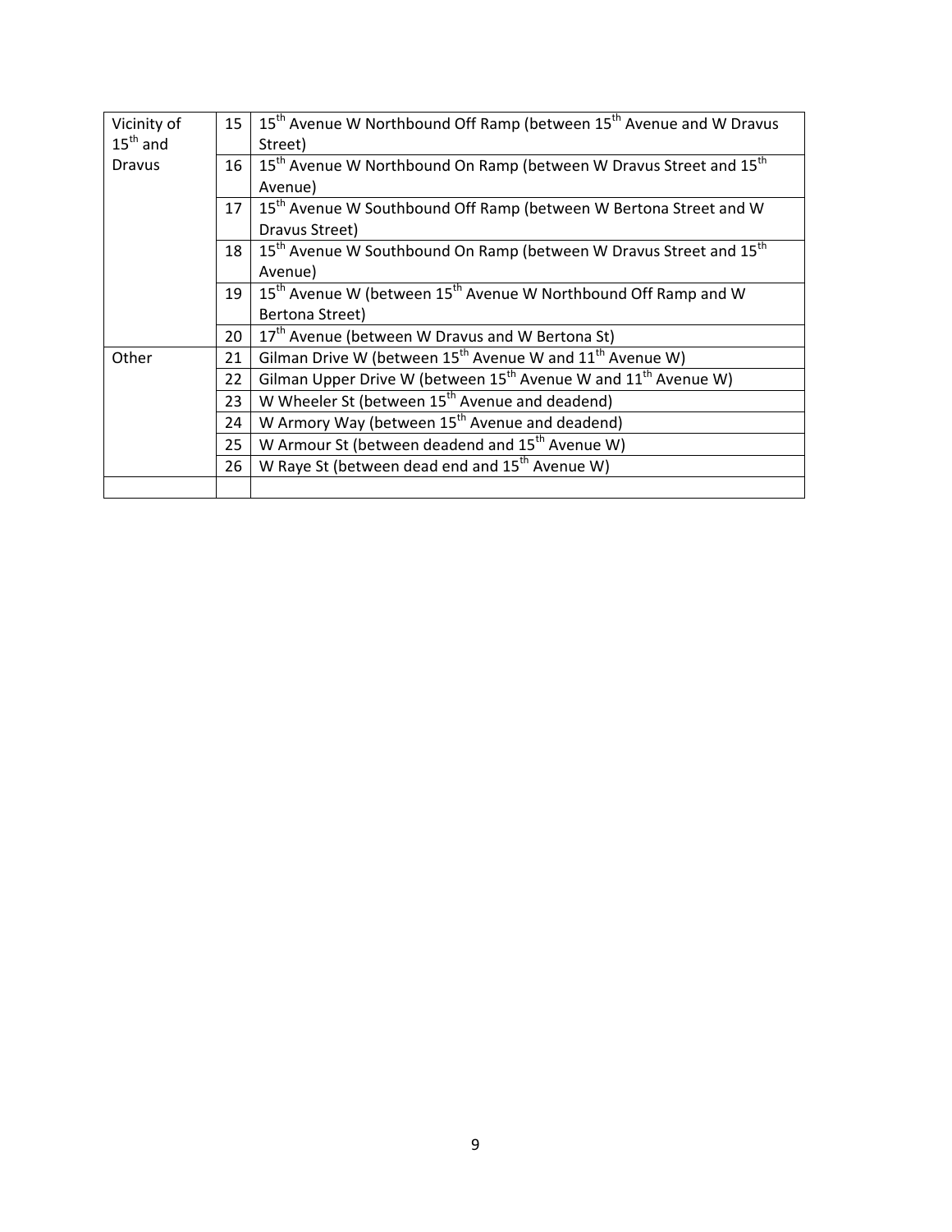| | | |
|---|---|---|
| Vicinity of 15th and Dravus | 15 | 15th Avenue W Northbound Off Ramp (between 15th Avenue and W Dravus Street) |
| | 16 | 15th Avenue W Northbound On Ramp (between W Dravus Street and 15th Avenue) |
| | 17 | 15th Avenue W Southbound Off Ramp (between W Bertona Street and W Dravus Street) |
| | 18 | 15th Avenue W Southbound On Ramp (between W Dravus Street and 15th Avenue) |
| | 19 | 15th Avenue W (between 15th Avenue W Northbound Off Ramp and W Bertona Street) |
| | 20 | 17th Avenue (between W Dravus and W Bertona St) |
| Other | 21 | Gilman Drive W (between 15th Avenue W and 11th Avenue W) |
| | 22 | Gilman Upper Drive W (between 15th Avenue W and 11th Avenue W) |
| | 23 | W Wheeler St (between 15th Avenue and deadend) |
| | 24 | W Armory Way (between 15th Avenue and deadend) |
| | 25 | W Armour St (between deadend and 15th Avenue W) |
| | 26 | W Raye St (between dead end and 15th Avenue W) |
| | | |